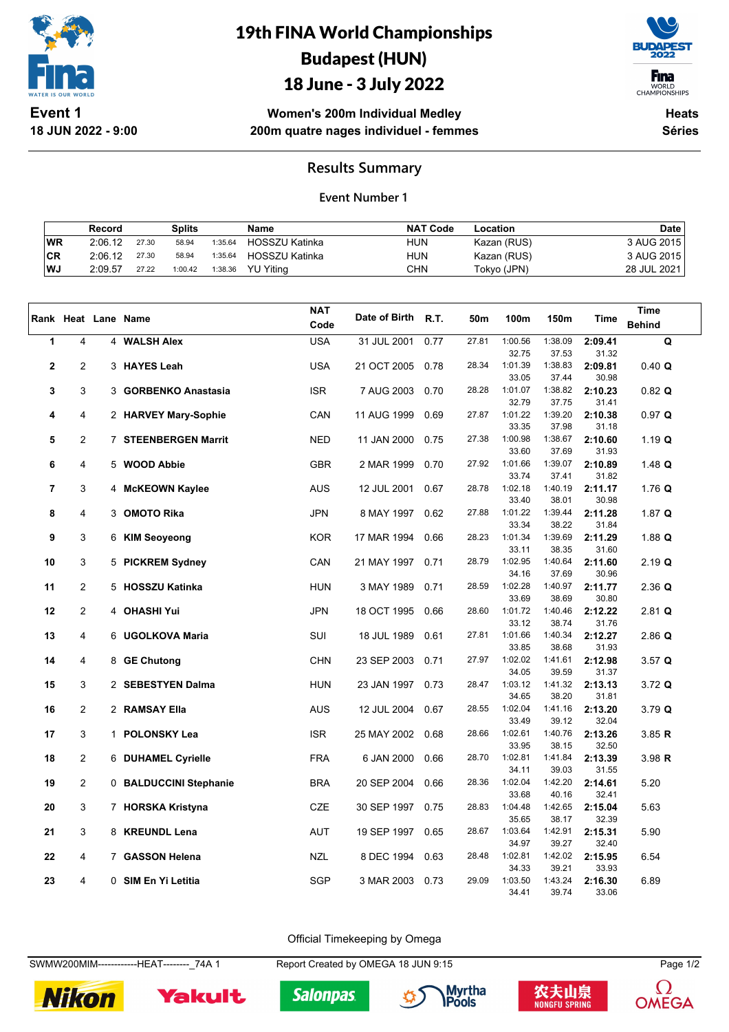# 19th FINA World Championships
# Budapest (HUN)
# 18 June - 3 July 2022

**Event 1**
**18 JUN 2022 - 9:00**

**Women's 200m Individual Medley**
**200m quatre nages individuel - femmes**

**Heats**
**Séries**

## Results Summary

### Event Number 1

| | Record | Splits | | | Name | NAT Code | Location | Date |
|---|---|---|---|---|---|---|---|---|
| WR | 2:06.12 | 27.30 | 58.94 | 1:35.64 | HOSSZU Katinka | HUN | Kazan (RUS) | 3 AUG 2015 |
| CR | 2:06.12 | 27.30 | 58.94 | 1:35.64 | HOSSZU Katinka | HUN | Kazan (RUS) | 3 AUG 2015 |
| WJ | 2:09.57 | 27.22 | 1:00.42 | 1:38.36 | YU Yiting | CHN | Tokyo (JPN) | 28 JUL 2021 |

| Rank | Heat | Lane | Name | NAT Code | Date of Birth | R.T. | 50m | 100m | 150m | Time | Time Behind |
|---|---|---|---|---|---|---|---|---|---|---|---|
| 1 | 4 | 4 | **WALSH Alex** | USA | 31 JUL 2001 | 0.77 | 27.81 | 1:00.56 | 1:38.09 | **2:09.41** | **Q** |
| | | | | | | | | 32.75 | 37.53 | 31.32 | |
| 2 | 2 | 3 | **HAYES Leah** | USA | 21 OCT 2005 | 0.78 | 28.34 | 1:01.39 | 1:38.83 | **2:09.81** | 0.40 **Q** |
| | | | | | | | | 33.05 | 37.44 | 30.98 | |
| 3 | 3 | 3 | **GORBENKO Anastasia** | ISR | 7 AUG 2003 | 0.70 | 28.28 | 1:01.07 | 1:38.82 | **2:10.23** | 0.82 **Q** |
| | | | | | | | | 32.79 | 37.75 | 31.41 | |
| 4 | 4 | 2 | **HARVEY Mary-Sophie** | CAN | 11 AUG 1999 | 0.69 | 27.87 | 1:01.22 | 1:39.20 | **2:10.38** | 0.97 **Q** |
| | | | | | | | | 33.35 | 37.98 | 31.18 | |
| 5 | 2 | 7 | **STEENBERGEN Marrit** | NED | 11 JAN 2000 | 0.75 | 27.38 | 1:00.98 | 1:38.67 | **2:10.60** | 1.19 **Q** |
| | | | | | | | | 33.60 | 37.69 | 31.93 | |
| 6 | 4 | 5 | **WOOD Abbie** | GBR | 2 MAR 1999 | 0.70 | 27.92 | 1:01.66 | 1:39.07 | **2:10.89** | 1.48 **Q** |
| | | | | | | | | 33.74 | 37.41 | 31.82 | |
| 7 | 3 | 4 | **McKEOWN Kaylee** | AUS | 12 JUL 2001 | 0.67 | 28.78 | 1:02.18 | 1:40.19 | **2:11.17** | 1.76 **Q** |
| | | | | | | | | 33.40 | 38.01 | 30.98 | |
| 8 | 4 | 3 | **OMOTO Rika** | JPN | 8 MAY 1997 | 0.62 | 27.88 | 1:01.22 | 1:39.44 | **2:11.28** | 1.87 **Q** |
| | | | | | | | | 33.34 | 38.22 | 31.84 | |
| 9 | 3 | 6 | **KIM Seoyeong** | KOR | 17 MAR 1994 | 0.66 | 28.23 | 1:01.34 | 1:39.69 | **2:11.29** | 1.88 **Q** |
| | | | | | | | | 33.11 | 38.35 | 31.60 | |
| 10 | 3 | 5 | **PICKREM Sydney** | CAN | 21 MAY 1997 | 0.71 | 28.79 | 1:02.95 | 1:40.64 | **2:11.60** | 2.19 **Q** |
| | | | | | | | | 34.16 | 37.69 | 30.96 | |
| 11 | 2 | 5 | **HOSSZU Katinka** | HUN | 3 MAY 1989 | 0.71 | 28.59 | 1:02.28 | 1:40.97 | **2:11.77** | 2.36 **Q** |
| | | | | | | | | 33.69 | 38.69 | 30.80 | |
| 12 | 2 | 4 | **OHASHI Yui** | JPN | 18 OCT 1995 | 0.66 | 28.60 | 1:01.72 | 1:40.46 | **2:12.22** | 2.81 **Q** |
| | | | | | | | | 33.12 | 38.74 | 31.76 | |
| 13 | 4 | 6 | **UGOLKOVA Maria** | SUI | 18 JUL 1989 | 0.61 | 27.81 | 1:01.66 | 1:40.34 | **2:12.27** | 2.86 **Q** |
| | | | | | | | | 33.85 | 38.68 | 31.93 | |
| 14 | 4 | 8 | **GE Chutong** | CHN | 23 SEP 2003 | 0.71 | 27.97 | 1:02.02 | 1:41.61 | **2:12.98** | 3.57 **Q** |
| | | | | | | | | 34.05 | 39.59 | 31.37 | |
| 15 | 3 | 2 | **SEBESTYEN Dalma** | HUN | 23 JAN 1997 | 0.73 | 28.47 | 1:03.12 | 1:41.32 | **2:13.13** | 3.72 **Q** |
| | | | | | | | | 34.65 | 38.20 | 31.81 | |
| 16 | 2 | 2 | **RAMSAY Ella** | AUS | 12 JUL 2004 | 0.67 | 28.55 | 1:02.04 | 1:41.16 | **2:13.20** | 3.79 **Q** |
| | | | | | | | | 33.49 | 39.12 | 32.04 | |
| 17 | 3 | 1 | **POLONSKY Lea** | ISR | 25 MAY 2002 | 0.68 | 28.66 | 1:02.61 | 1:40.76 | **2:13.26** | 3.85 **R** |
| | | | | | | | | 33.95 | 38.15 | 32.50 | |
| 18 | 2 | 6 | **DUHAMEL Cyrielle** | FRA | 6 JAN 2000 | 0.66 | 28.70 | 1:02.81 | 1:41.84 | **2:13.39** | 3.98 **R** |
| | | | | | | | | 34.11 | 39.03 | 31.55 | |
| 19 | 2 | 0 | **BALDUCCINI Stephanie** | BRA | 20 SEP 2004 | 0.66 | 28.36 | 1:02.04 | 1:42.20 | **2:14.61** | 5.20 |
| | | | | | | | | 33.68 | 40.16 | 32.41 | |
| 20 | 3 | 7 | **HORSKA Kristyna** | CZE | 30 SEP 1997 | 0.75 | 28.83 | 1:04.48 | 1:42.65 | **2:15.04** | 5.63 |
| | | | | | | | | 35.65 | 38.17 | 32.39 | |
| 21 | 3 | 8 | **KREUNDL Lena** | AUT | 19 SEP 1997 | 0.65 | 28.67 | 1:03.64 | 1:42.91 | **2:15.31** | 5.90 |
| | | | | | | | | 34.97 | 39.27 | 32.40 | |
| 22 | 4 | 7 | **GASSON Helena** | NZL | 8 DEC 1994 | 0.63 | 28.48 | 1:02.81 | 1:42.02 | **2:15.95** | 6.54 |
| | | | | | | | | 34.33 | 39.21 | 33.93 | |
| 23 | 4 | 0 | **SIM En Yi Letitia** | SGP | 3 MAR 2003 | 0.73 | 29.09 | 1:03.50 | 1:43.24 | **2:16.30** | 6.89 |
| | | | | | | | | 34.41 | 39.74 | 33.06 | |

Official Timekeeping by Omega

SWMW200MIM------------HEAT--------_74A 1 — Report Created by OMEGA 18 JUN 9:15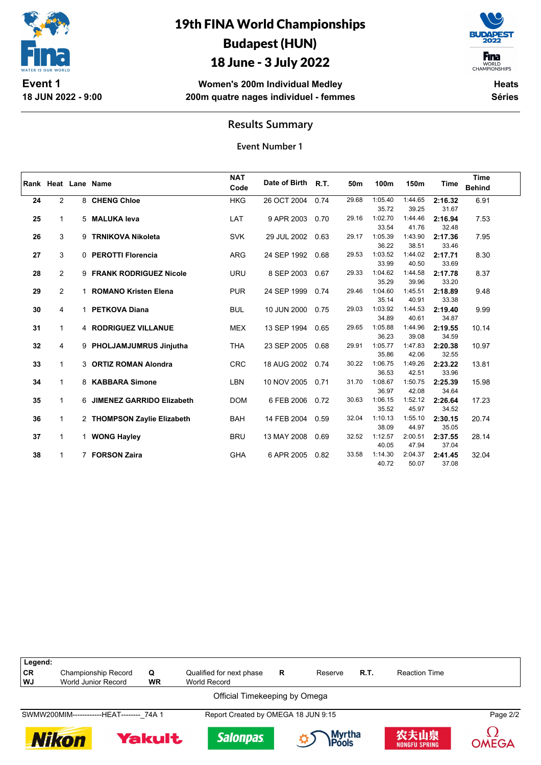# 19th FINA World Championships
## Budapest (HUN)
## 18 June - 3 July 2022

**Event 1**
**18 JUN 2022 - 9:00**

**Women's 200m Individual Medley**
**200m quatre nages individuel - femmes**

**Heats**
**Séries**

### Results Summary

**Event Number 1**

| Rank | Heat | Lane | Name | NAT Code | Date of Birth | R.T. | 50m | 100m | 150m | Time | Time Behind |
|---|---|---|---|---|---|---|---|---|---|---|---|
| 24 | 2 | 8 | **CHENG Chloe** | HKG | 26 OCT 2004 | 0.74 | 29.68 | 1:05.40 | 1:44.65 | **2:16.32** | 6.91 |
| | | | | | | | | 35.72 | 39.25 | 31.67 | |
| 25 | 1 | 5 | **MALUKA Ieva** | LAT | 9 APR 2003 | 0.70 | 29.16 | 1:02.70 | 1:44.46 | **2:16.94** | 7.53 |
| | | | | | | | | 33.54 | 41.76 | 32.48 | |
| 26 | 3 | 9 | **TRNIKOVA Nikoleta** | SVK | 29 JUL 2002 | 0.63 | 29.17 | 1:05.39 | 1:43.90 | **2:17.36** | 7.95 |
| | | | | | | | | 36.22 | 38.51 | 33.46 | |
| 27 | 3 | 0 | **PEROTTI Florencia** | ARG | 24 SEP 1992 | 0.68 | 29.53 | 1:03.52 | 1:44.02 | **2:17.71** | 8.30 |
| | | | | | | | | 33.99 | 40.50 | 33.69 | |
| 28 | 2 | 9 | **FRANK RODRIGUEZ Nicole** | URU | 8 SEP 2003 | 0.67 | 29.33 | 1:04.62 | 1:44.58 | **2:17.78** | 8.37 |
| | | | | | | | | 35.29 | 39.96 | 33.20 | |
| 29 | 2 | 1 | **ROMANO Kristen Elena** | PUR | 24 SEP 1999 | 0.74 | 29.46 | 1:04.60 | 1:45.51 | **2:18.89** | 9.48 |
| | | | | | | | | 35.14 | 40.91 | 33.38 | |
| 30 | 4 | 1 | **PETKOVA Diana** | BUL | 10 JUN 2000 | 0.75 | 29.03 | 1:03.92 | 1:44.53 | **2:19.40** | 9.99 |
| | | | | | | | | 34.89 | 40.61 | 34.87 | |
| 31 | 1 | 4 | **RODRIGUEZ VILLANUE** | MEX | 13 SEP 1994 | 0.65 | 29.65 | 1:05.88 | 1:44.96 | **2:19.55** | 10.14 |
| | | | | | | | | 36.23 | 39.08 | 34.59 | |
| 32 | 4 | 9 | **PHOLJAMJUMRUS Jinjutha** | THA | 23 SEP 2005 | 0.68 | 29.91 | 1:05.77 | 1:47.83 | **2:20.38** | 10.97 |
| | | | | | | | | 35.86 | 42.06 | 32.55 | |
| 33 | 1 | 3 | **ORTIZ ROMAN Alondra** | CRC | 18 AUG 2002 | 0.74 | 30.22 | 1:06.75 | 1:49.26 | **2:23.22** | 13.81 |
| | | | | | | | | 36.53 | 42.51 | 33.96 | |
| 34 | 1 | 8 | **KABBARA Simone** | LBN | 10 NOV 2005 | 0.71 | 31.70 | 1:08.67 | 1:50.75 | **2:25.39** | 15.98 |
| | | | | | | | | 36.97 | 42.08 | 34.64 | |
| 35 | 1 | 6 | **JIMENEZ GARRIDO Elizabeth** | DOM | 6 FEB 2006 | 0.72 | 30.63 | 1:06.15 | 1:52.12 | **2:26.64** | 17.23 |
| | | | | | | | | 35.52 | 45.97 | 34.52 | |
| 36 | 1 | 2 | **THOMPSON Zaylie Elizabeth** | BAH | 14 FEB 2004 | 0.59 | 32.04 | 1:10.13 | 1:55.10 | **2:30.15** | 20.74 |
| | | | | | | | | 38.09 | 44.97 | 35.05 | |
| 37 | 1 | 1 | **WONG Hayley** | BRU | 13 MAY 2008 | 0.69 | 32.52 | 1:12.57 | 2:00.51 | **2:37.55** | 28.14 |
| | | | | | | | | 40.05 | 47.94 | 37.04 | |
| 38 | 1 | 7 | **FORSON Zaira** | GHA | 6 APR 2005 | 0.82 | 33.58 | 1:14.30 | 2:04.37 | **2:41.45** | 32.04 |
| | | | | | | | | 40.72 | 50.07 | 37.08 | |

**Legend:**

| | | | | | | | |
|---|---|---|---|---|---|---|---|
| CR | Championship Record | Q | Qualified for next phase | R | Reserve | R.T. | Reaction Time |
| WJ | World Junior Record | WR | World Record | | | | |

Official Timekeeping by Omega

SWMW200MIM------------HEAT--------_74A 1 — Report Created by OMEGA 18 JUN 9:15